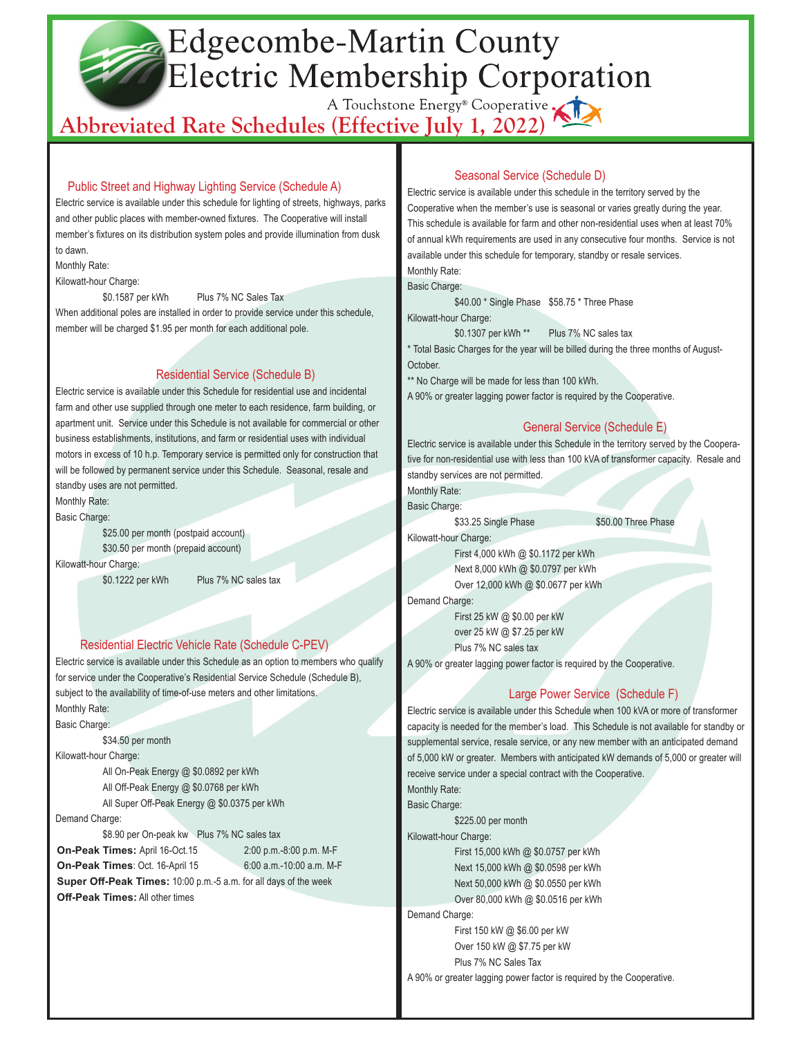# Edgecombe-Martin County Electric Membership Corporation

A Touchstone Energy® Cooperative

## Abbreviated Rate Schedules (Effective July 1, 2022)

### Public Street and Highway Lighting Service (Schedule A)

Electric service is available under this schedule for lighting of streets, highways, parks and other public places with member-owned fixtures. The Cooperative will install member's fixtures on its distribution system poles and provide illumination from dusk to dawn.

Monthly Rate:

Kilowatt-hour Charge:

$0.1587 per kWh Plus 7% NC Sales Tax

When additional poles are installed in order to provide service under this schedule, member will be charged $1.95 per month for each additional pole.

### Residential Service (Schedule B)

Electric service is available under this Schedule for residential use and incidental farm and other use supplied through one meter to each residence, farm building, or apartment unit. Service under this Schedule is not available for commercial or other business establishments, institutions, and farm or residential uses with individual motors in excess of 10 h.p. Temporary service is permitted only for construction that will be followed by permanent service under this Schedule. Seasonal, resale and standby uses are not permitted.

Monthly Rate:

Basic Charge:

$25.00 per month (postpaid account)
$30.50 per month (prepaid account)

Kilowatt-hour Charge:

$0.1222 per kWh Plus 7% NC sales tax

### Residential Electric Vehicle Rate (Schedule C-PEV)

Electric service is available under this Schedule as an option to members who qualify for service under the Cooperative's Residential Service Schedule (Schedule B), subject to the availability of time-of-use meters and other limitations.

Monthly Rate:

Basic Charge:

$34.50 per month

Kilowatt-hour Charge:

All On-Peak Energy @ $0.0892 per kWh
All Off-Peak Energy @ $0.0768 per kWh
All Super Off-Peak Energy @ $0.0375 per kWh

Demand Charge:

$8.90 per On-peak kw Plus 7% NC sales tax

**On-Peak Times:** April 16-Oct.15 2:00 p.m.-8:00 p.m. M-F
**On-Peak Times**: Oct. 16-April 15 6:00 a.m.-10:00 a.m. M-F
**Super Off-Peak Times:** 10:00 p.m.-5 a.m. for all days of the week
**Off-Peak Times:** All other times

### Seasonal Service (Schedule D)

Electric service is available under this schedule in the territory served by the Cooperative when the member's use is seasonal or varies greatly during the year. This schedule is available for farm and other non-residential uses when at least 70% of annual kWh requirements are used in any consecutive four months. Service is not available under this schedule for temporary, standby or resale services.

Monthly Rate:

Basic Charge:

$40.00 * Single Phase $58.75 * Three Phase

Kilowatt-hour Charge:

$0.1307 per kWh ** Plus 7% NC sales tax

* Total Basic Charges for the year will be billed during the three months of August-October.

** No Charge will be made for less than 100 kWh.

A 90% or greater lagging power factor is required by the Cooperative.

### General Service (Schedule E)

Electric service is available under this Schedule in the territory served by the Cooperative for non-residential use with less than 100 kVA of transformer capacity. Resale and standby services are not permitted.

Monthly Rate:

Basic Charge:

$33.25 Single Phase $50.00 Three Phase

Kilowatt-hour Charge:

First 4,000 kWh @ $0.1172 per kWh
Next 8,000 kWh @ $0.0797 per kWh
Over 12,000 kWh @ $0.0677 per kWh

Demand Charge:

First 25 kW @ $0.00 per kW
over 25 kW @ $7.25 per kW
Plus 7% NC sales tax

A 90% or greater lagging power factor is required by the Cooperative.

### Large Power Service (Schedule F)

Electric service is available under this Schedule when 100 kVA or more of transformer capacity is needed for the member's load. This Schedule is not available for standby or supplemental service, resale service, or any new member with an anticipated demand of 5,000 kW or greater. Members with anticipated kW demands of 5,000 or greater will receive service under a special contract with the Cooperative.

Monthly Rate:

Basic Charge:

$225.00 per month

Kilowatt-hour Charge:

First 15,000 kWh @ $0.0757 per kWh
Next 15,000 kWh @ $0.0598 per kWh
Next 50,000 kWh @ $0.0550 per kWh
Over 80,000 kWh @ $0.0516 per kWh

Demand Charge:

First 150 kW @ $6.00 per kW
Over 150 kW @ $7.75 per kW
Plus 7% NC Sales Tax

A 90% or greater lagging power factor is required by the Cooperative.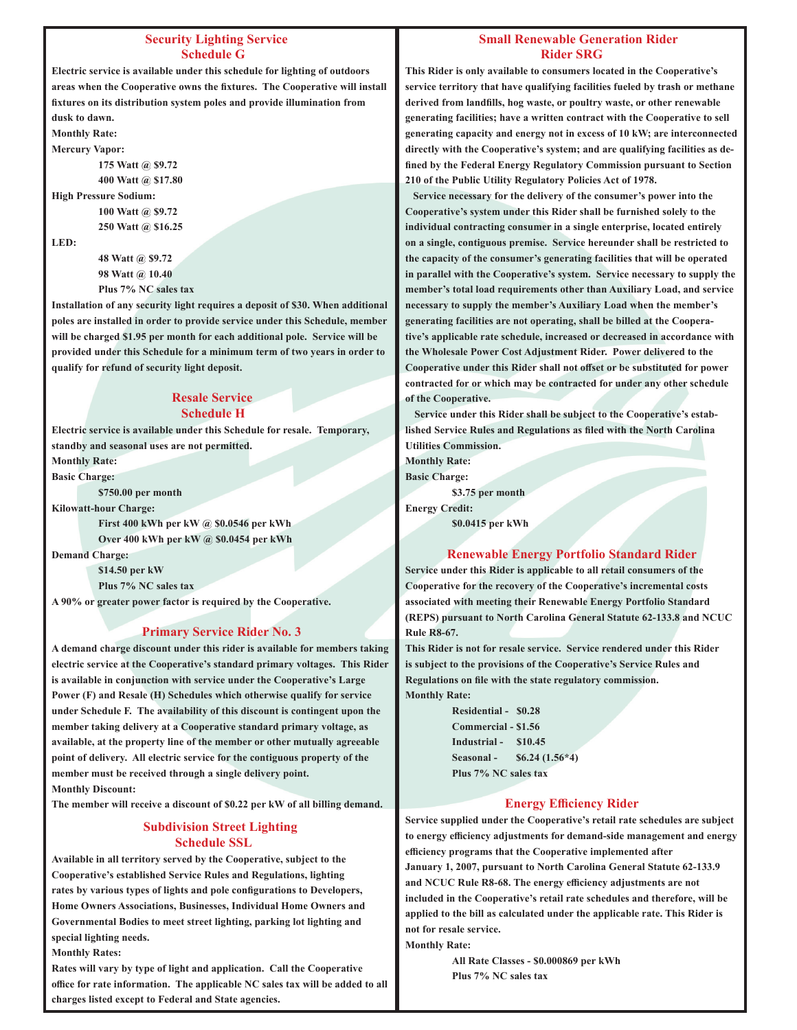## Security Lighting Service
## Schedule G

**Electric service is available under this schedule for lighting of outdoors areas when the Cooperative owns the fixtures. The Cooperative will install fixtures on its distribution system poles and provide illumination from dusk to dawn.**

**Monthly Rate:**

**Mercury Vapor:**

**175 Watt @ $9.72**
**400 Watt @ $17.80**

**High Pressure Sodium:**

**100 Watt @ $9.72**
**250 Watt @ $16.25**

**LED:**

**48 Watt @ $9.72**
**98 Watt @ 10.40**
**Plus 7% NC sales tax**

**Installation of any security light requires a deposit of $30. When additional poles are installed in order to provide service under this Schedule, member will be charged $1.95 per month for each additional pole. Service will be provided under this Schedule for a minimum term of two years in order to qualify for refund of security light deposit.**

## Resale Service
## Schedule H

**Electric service is available under this Schedule for resale. Temporary, standby and seasonal uses are not permitted.**

**Monthly Rate:**

**Basic Charge:**

**$750.00 per month**

**Kilowatt-hour Charge:**

**First 400 kWh per kW @ $0.0546 per kWh**
**Over 400 kWh per kW @ $0.0454 per kWh**

**Demand Charge:**

**$14.50 per kW**
**Plus 7% NC sales tax**

**A 90% or greater power factor is required by the Cooperative.**

## Primary Service Rider No. 3

**A demand charge discount under this rider is available for members taking electric service at the Cooperative's standard primary voltages. This Rider is available in conjunction with service under the Cooperative's Large Power (F) and Resale (H) Schedules which otherwise qualify for service under Schedule F. The availability of this discount is contingent upon the member taking delivery at a Cooperative standard primary voltage, as available, at the property line of the member or other mutually agreeable point of delivery. All electric service for the contiguous property of the member must be received through a single delivery point.**

**Monthly Discount:**

**The member will receive a discount of $0.22 per kW of all billing demand.**

## Subdivision Street Lighting
## Schedule SSL

**Available in all territory served by the Cooperative, subject to the Cooperative's established Service Rules and Regulations, lighting rates by various types of lights and pole configurations to Developers, Home Owners Associations, Businesses, Individual Home Owners and Governmental Bodies to meet street lighting, parking lot lighting and special lighting needs.**

**Monthly Rates:**

**Rates will vary by type of light and application. Call the Cooperative office for rate information. The applicable NC sales tax will be added to all charges listed except to Federal and State agencies.**

## Small Renewable Generation Rider
## Rider SRG

**This Rider is only available to consumers located in the Cooperative's service territory that have qualifying facilities fueled by trash or methane derived from landfills, hog waste, or poultry waste, or other renewable generating facilities; have a written contract with the Cooperative to sell generating capacity and energy not in excess of 10 kW; are interconnected directly with the Cooperative's system; and are qualifying facilities as defined by the Federal Energy Regulatory Commission pursuant to Section 210 of the Public Utility Regulatory Policies Act of 1978.**

**Service necessary for the delivery of the consumer's power into the Cooperative's system under this Rider shall be furnished solely to the individual contracting consumer in a single enterprise, located entirely on a single, contiguous premise. Service hereunder shall be restricted to the capacity of the consumer's generating facilities that will be operated in parallel with the Cooperative's system. Service necessary to supply the member's total load requirements other than Auxiliary Load, and service necessary to supply the member's Auxiliary Load when the member's generating facilities are not operating, shall be billed at the Cooperative's applicable rate schedule, increased or decreased in accordance with the Wholesale Power Cost Adjustment Rider. Power delivered to the Cooperative under this Rider shall not offset or be substituted for power contracted for or which may be contracted for under any other schedule of the Cooperative.**

**Service under this Rider shall be subject to the Cooperative's established Service Rules and Regulations as filed with the North Carolina Utilities Commission.**

**Monthly Rate:**

**Basic Charge:**

**$3.75 per month**

**Energy Credit:**

**$0.0415 per kWh**

## Renewable Energy Portfolio Standard Rider

**Service under this Rider is applicable to all retail consumers of the Cooperative for the recovery of the Cooperative's incremental costs associated with meeting their Renewable Energy Portfolio Standard (REPS) pursuant to North Carolina General Statute 62-133.8 and NCUC Rule R8-67.**

**This Rider is not for resale service. Service rendered under this Rider is subject to the provisions of the Cooperative's Service Rules and Regulations on file with the state regulatory commission.**

**Monthly Rate:**

**Residential - $0.28**
**Commercial - $1.56**
**Industrial - $10.45**
**Seasonal - $6.24 (1.56*4)**
**Plus 7% NC sales tax**

## Energy Efficiency Rider

**Service supplied under the Cooperative's retail rate schedules are subject to energy efficiency adjustments for demand-side management and energy efficiency programs that the Cooperative implemented after January 1, 2007, pursuant to North Carolina General Statute 62-133.9 and NCUC Rule R8-68. The energy efficiency adjustments are not included in the Cooperative's retail rate schedules and therefore, will be applied to the bill as calculated under the applicable rate. This Rider is not for resale service.**

**Monthly Rate:**

**All Rate Classes - $0.000869 per kWh**
**Plus 7% NC sales tax**